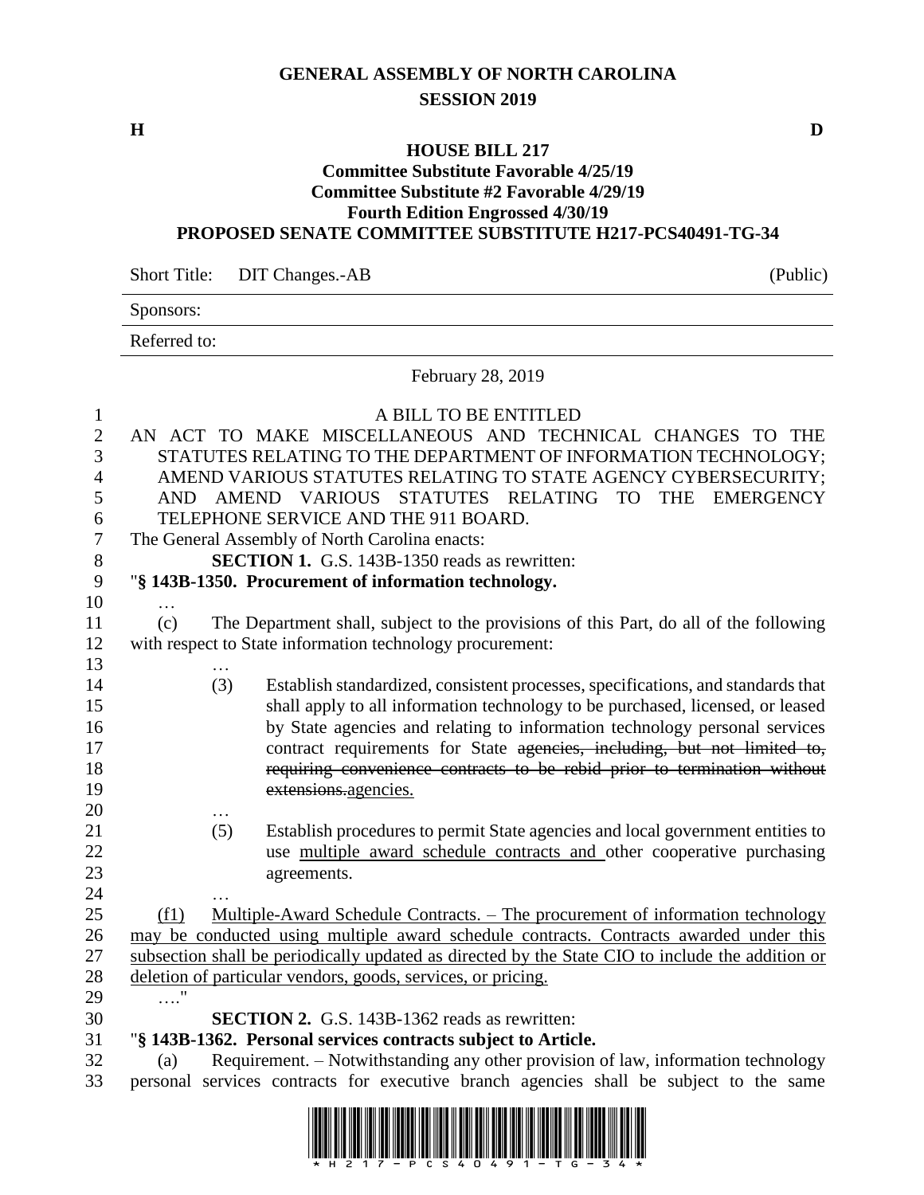# GENERAL ASSEMBLY OF NORTH CAROLINA
## SESSION 2019

**H** **D**

### HOUSE BILL 217
**Committee Substitute Favorable 4/25/19**
**Committee Substitute #2 Favorable 4/29/19**
**Fourth Edition Engrossed 4/30/19**
**PROPOSED SENATE COMMITTEE SUBSTITUTE H217-PCS40491-TG-34**

Short Title: DIT Changes.-AB (Public)

Sponsors:

Referred to:

February 28, 2019

A BILL TO BE ENTITLED

AN ACT TO MAKE MISCELLANEOUS AND TECHNICAL CHANGES TO THE STATUTES RELATING TO THE DEPARTMENT OF INFORMATION TECHNOLOGY; AMEND VARIOUS STATUTES RELATING TO STATE AGENCY CYBERSECURITY; AND AMEND VARIOUS STATUTES RELATING TO THE EMERGENCY TELEPHONE SERVICE AND THE 911 BOARD.

The General Assembly of North Carolina enacts:

**SECTION 1.** G.S. 143B-1350 reads as rewritten:

"**§ 143B-1350. Procurement of information technology.**

…

(c) The Department shall, subject to the provisions of this Part, do all of the following with respect to State information technology procurement:

…

(3) Establish standardized, consistent processes, specifications, and standards that shall apply to all information technology to be purchased, licensed, or leased by State agencies and relating to information technology personal services contract requirements for State ~~agencies, including, but not limited to, requiring convenience contracts to be rebid prior to termination without extensions.~~agencies.

…

(5) Establish procedures to permit State agencies and local government entities to use multiple award schedule contracts and other cooperative purchasing agreements.

…

(f1) Multiple-Award Schedule Contracts. – The procurement of information technology may be conducted using multiple award schedule contracts. Contracts awarded under this subsection shall be periodically updated as directed by the State CIO to include the addition or deletion of particular vendors, goods, services, or pricing.

…."

**SECTION 2.** G.S. 143B-1362 reads as rewritten:

"**§ 143B-1362. Personal services contracts subject to Article.**

(a) Requirement. – Notwithstanding any other provision of law, information technology personal services contracts for executive branch agencies shall be subject to the same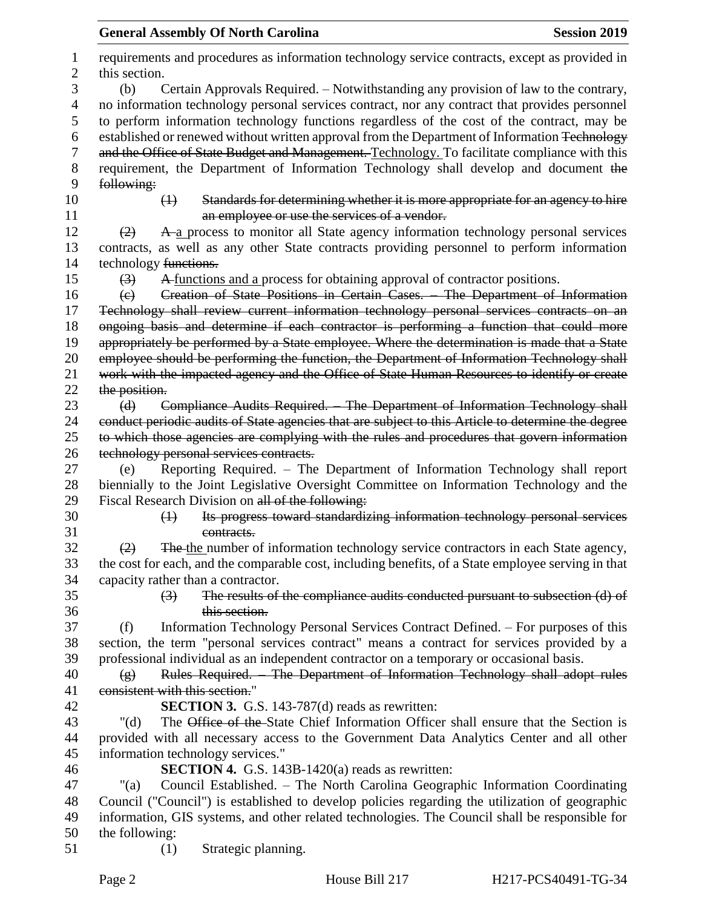requirements and procedures as information technology service contracts, except as provided in this section.

(b) Certain Approvals Required. – Notwithstanding any provision of law to the contrary, no information technology personal services contract, nor any contract that provides personnel to perform information technology functions regardless of the cost of the contract, may be established or renewed without written approval from the Department of Information ~~Technology and the Office of State Budget and Management.~~ Technology. To facilitate compliance with this requirement, the Department of Information Technology shall develop and document ~~the following:~~

~~(1) Standards for determining whether it is more appropriate for an agency to hire an employee or use the services of a vendor.~~

~~(2)~~ ~~A~~ a process to monitor all State agency information technology personal services contracts, as well as any other State contracts providing personnel to perform information technology ~~functions.~~

~~(3)~~ ~~A~~ functions and a process for obtaining approval of contractor positions.

~~(c) Creation of State Positions in Certain Cases. – The Department of Information Technology shall review current information technology personal services contracts on an ongoing basis and determine if each contractor is performing a function that could more appropriately be performed by a State employee. Where the determination is made that a State employee should be performing the function, the Department of Information Technology shall work with the impacted agency and the Office of State Human Resources to identify or create the position.~~

~~(d) Compliance Audits Required. – The Department of Information Technology shall conduct periodic audits of State agencies that are subject to this Article to determine the degree to which those agencies are complying with the rules and procedures that govern information technology personal services contracts.~~

(e) Reporting Required. – The Department of Information Technology shall report biennially to the Joint Legislative Oversight Committee on Information Technology and the Fiscal Research Division on ~~all of the following:~~

~~(1) Its progress toward standardizing information technology personal services contracts.~~

~~(2)~~ ~~The~~ the number of information technology service contractors in each State agency, the cost for each, and the comparable cost, including benefits, of a State employee serving in that capacity rather than a contractor.

~~(3) The results of the compliance audits conducted pursuant to subsection (d) of this section.~~

(f) Information Technology Personal Services Contract Defined. – For purposes of this section, the term "personal services contract" means a contract for services provided by a professional individual as an independent contractor on a temporary or occasional basis.

~~(g) Rules Required. – The Department of Information Technology shall adopt rules consistent with this section.~~"

**SECTION 3.** G.S. 143-787(d) reads as rewritten:

"(d) The ~~Office of the~~ State Chief Information Officer shall ensure that the Section is provided with all necessary access to the Government Data Analytics Center and all other information technology services."

**SECTION 4.** G.S. 143B-1420(a) reads as rewritten:

"(a) Council Established. – The North Carolina Geographic Information Coordinating Council ("Council") is established to develop policies regarding the utilization of geographic information, GIS systems, and other related technologies. The Council shall be responsible for the following:

(1) Strategic planning.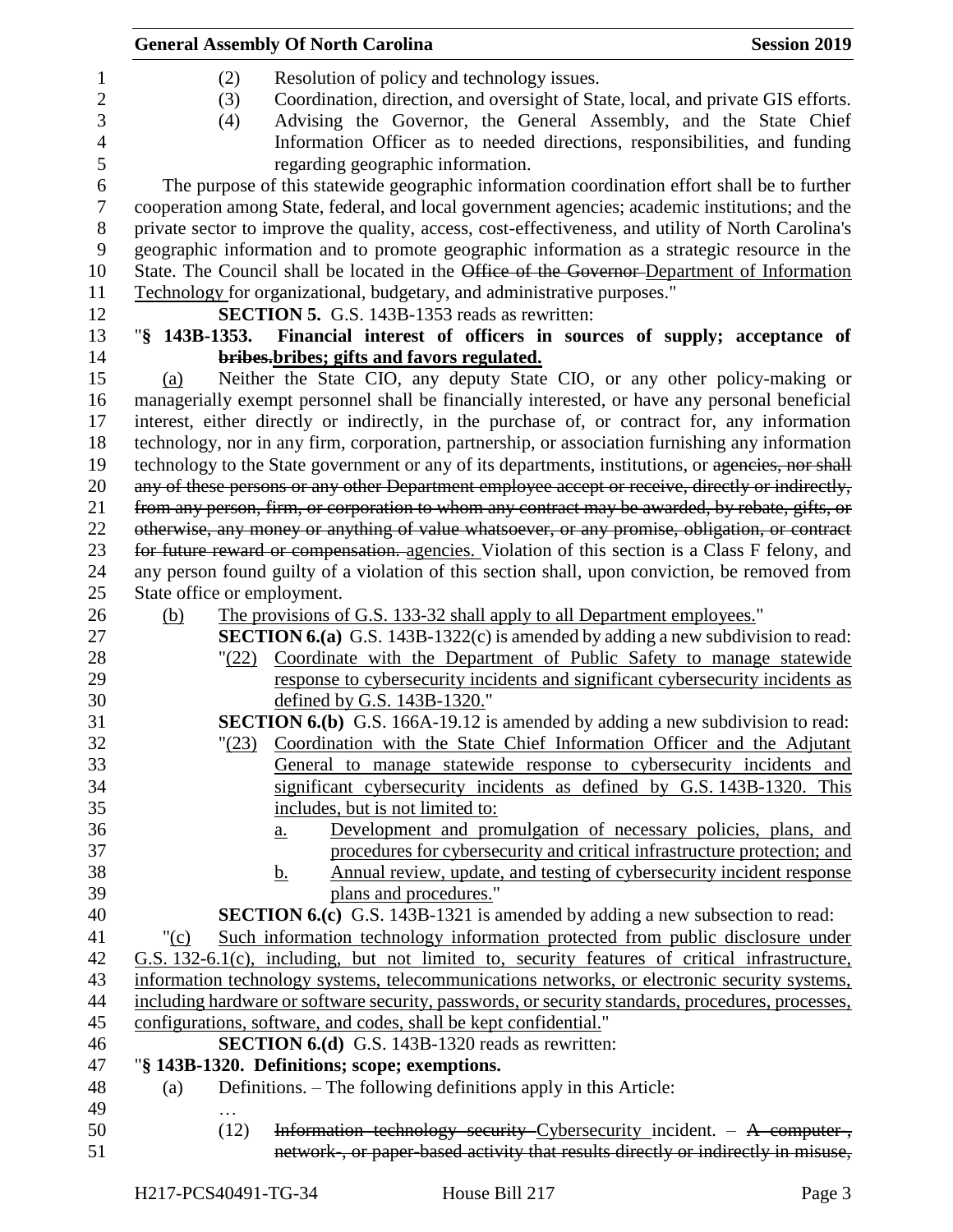(2) Resolution of policy and technology issues.

(3) Coordination, direction, and oversight of State, local, and private GIS efforts.

(4) Advising the Governor, the General Assembly, and the State Chief Information Officer as to needed directions, responsibilities, and funding regarding geographic information.

The purpose of this statewide geographic information coordination effort shall be to further cooperation among State, federal, and local government agencies; academic institutions; and the private sector to improve the quality, access, cost-effectiveness, and utility of North Carolina's geographic information and to promote geographic information as a strategic resource in the State. The Council shall be located in the ~~Office of the Governor~~ Department of Information Technology for organizational, budgetary, and administrative purposes."

**SECTION 5.** G.S. 143B-1353 reads as rewritten:

"**§ 143B-1353. Financial interest of officers in sources of supply; acceptance of ~~bribes.~~bribes; gifts and favors regulated.**

(a) Neither the State CIO, any deputy State CIO, or any other policy-making or managerially exempt personnel shall be financially interested, or have any personal beneficial interest, either directly or indirectly, in the purchase of, or contract for, any information technology, nor in any firm, corporation, partnership, or association furnishing any information technology to the State government or any of its departments, institutions, or ~~agencies, nor shall any of these persons or any other Department employee accept or receive, directly or indirectly, from any person, firm, or corporation to whom any contract may be awarded, by rebate, gifts, or otherwise, any money or anything of value whatsoever, or any promise, obligation, or contract for future reward or compensation.~~ agencies. Violation of this section is a Class F felony, and any person found guilty of a violation of this section shall, upon conviction, be removed from State office or employment.

(b) The provisions of G.S. 133-32 shall apply to all Department employees."

**SECTION 6.(a)** G.S. 143B-1322(c) is amended by adding a new subdivision to read:

"(22) Coordinate with the Department of Public Safety to manage statewide response to cybersecurity incidents and significant cybersecurity incidents as defined by G.S. 143B-1320."

**SECTION 6.(b)** G.S. 166A-19.12 is amended by adding a new subdivision to read:

"(23) Coordination with the State Chief Information Officer and the Adjutant General to manage statewide response to cybersecurity incidents and significant cybersecurity incidents as defined by G.S. 143B-1320. This includes, but is not limited to:

a. Development and promulgation of necessary policies, plans, and procedures for cybersecurity and critical infrastructure protection; and

b. Annual review, update, and testing of cybersecurity incident response plans and procedures."

**SECTION 6.(c)** G.S. 143B-1321 is amended by adding a new subsection to read:

"(c) Such information technology information protected from public disclosure under G.S. 132-6.1(c), including, but not limited to, security features of critical infrastructure, information technology systems, telecommunications networks, or electronic security systems, including hardware or software security, passwords, or security standards, procedures, processes, configurations, software, and codes, shall be kept confidential."

**SECTION 6.(d)** G.S. 143B-1320 reads as rewritten:

"**§ 143B-1320. Definitions; scope; exemptions.**

(a) Definitions. – The following definitions apply in this Article:

…

(12) ~~Information technology security~~ Cybersecurity incident. – ~~A computer-, network-, or paper-based activity that results directly or indirectly in misuse,~~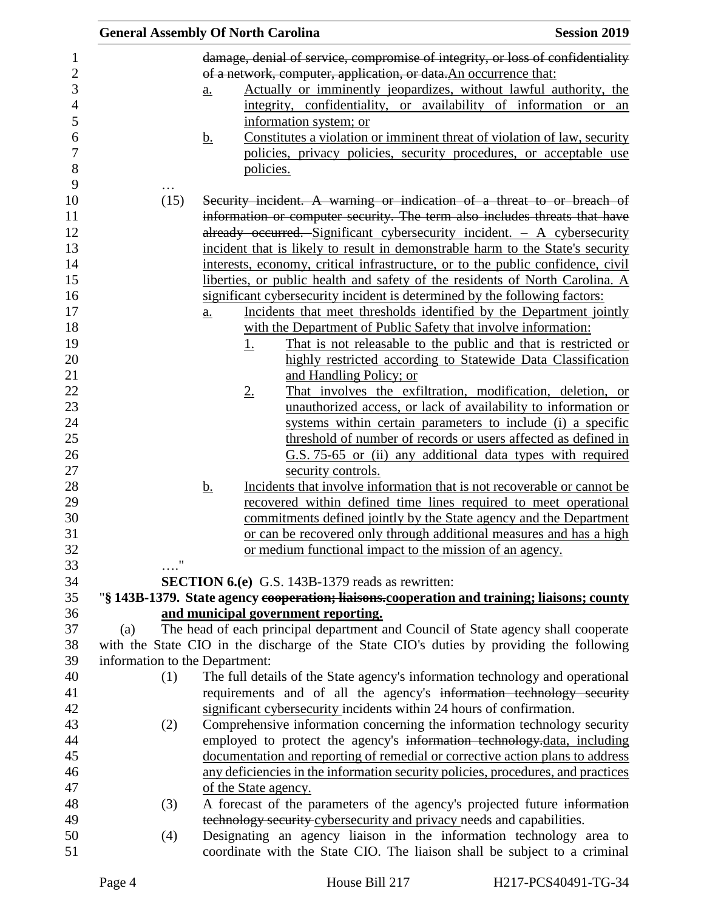~~damage, denial of service, compromise of integrity, or loss of confidentiality of a network, computer, application, or data.~~An occurrence that:

a. Actually or imminently jeopardizes, without lawful authority, the integrity, confidentiality, or availability of information or an information system; or

b. Constitutes a violation or imminent threat of violation of law, security policies, privacy policies, security procedures, or acceptable use policies.

…

(15) ~~Security incident. A warning or indication of a threat to or breach of information or computer security. The term also includes threats that have already occurred.~~ Significant cybersecurity incident. – A cybersecurity incident that is likely to result in demonstrable harm to the State's security interests, economy, critical infrastructure, or to the public confidence, civil liberties, or public health and safety of the residents of North Carolina. A significant cybersecurity incident is determined by the following factors:

a. Incidents that meet thresholds identified by the Department jointly with the Department of Public Safety that involve information:

1. That is not releasable to the public and that is restricted or highly restricted according to Statewide Data Classification and Handling Policy; or

2. That involves the exfiltration, modification, deletion, or unauthorized access, or lack of availability to information or systems within certain parameters to include (i) a specific threshold of number of records or users affected as defined in G.S. 75-65 or (ii) any additional data types with required security controls.

b. Incidents that involve information that is not recoverable or cannot be recovered within defined time lines required to meet operational commitments defined jointly by the State agency and the Department or can be recovered only through additional measures and has a high or medium functional impact to the mission of an agency.

…."

**SECTION 6.(e)** G.S. 143B-1379 reads as rewritten:

"**§ 143B-1379. State agency ~~cooperation; liaisons.~~cooperation and training; liaisons; county and municipal government reporting.**

(a) The head of each principal department and Council of State agency shall cooperate with the State CIO in the discharge of the State CIO's duties by providing the following information to the Department:

(1) The full details of the State agency's information technology and operational requirements and of all the agency's ~~information technology security~~ significant cybersecurity incidents within 24 hours of confirmation.

(2) Comprehensive information concerning the information technology security employed to protect the agency's ~~information technology.~~data, including documentation and reporting of remedial or corrective action plans to address any deficiencies in the information security policies, procedures, and practices of the State agency.

(3) A forecast of the parameters of the agency's projected future ~~information technology security~~ cybersecurity and privacy needs and capabilities.

(4) Designating an agency liaison in the information technology area to coordinate with the State CIO. The liaison shall be subject to a criminal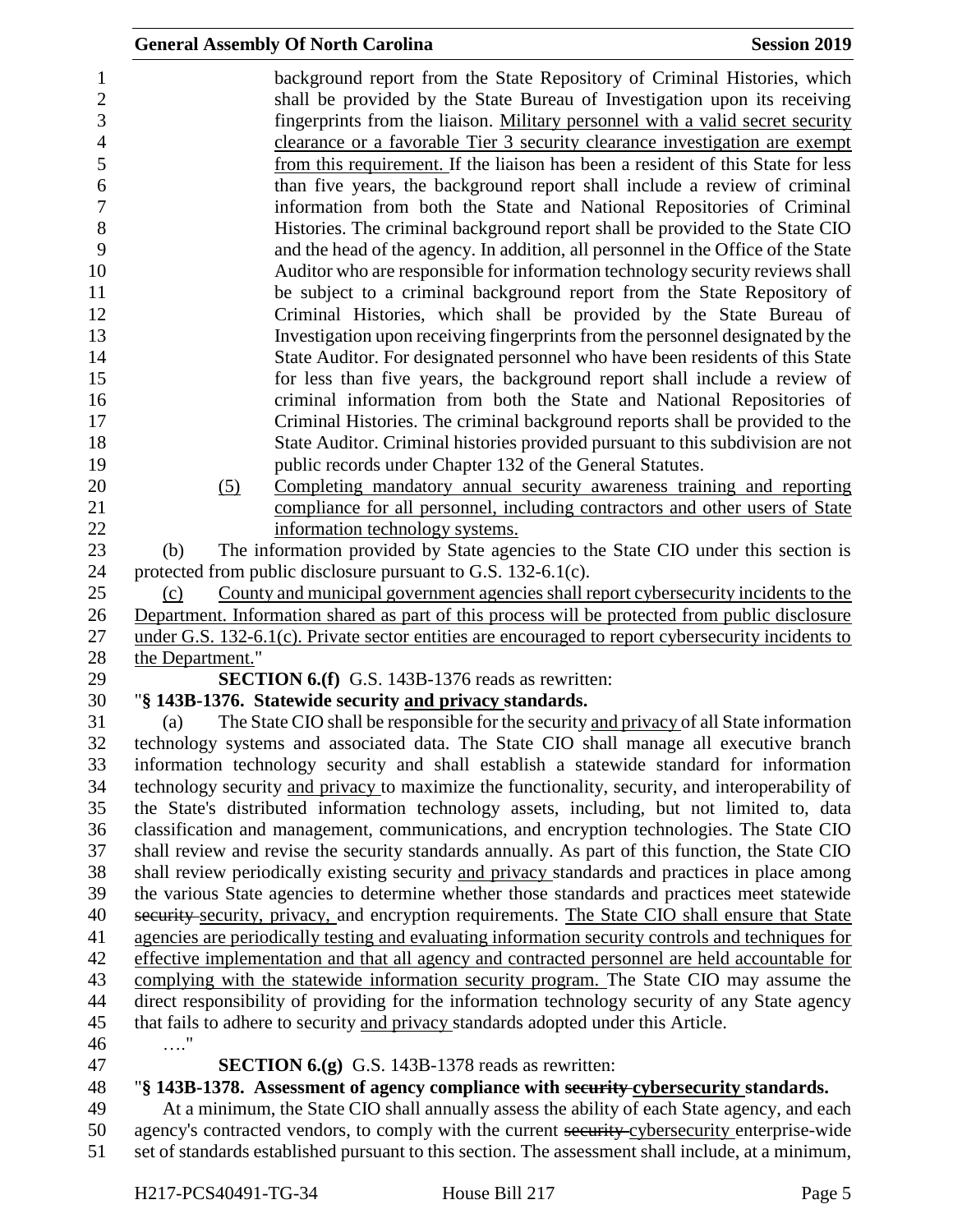background report from the State Repository of Criminal Histories, which shall be provided by the State Bureau of Investigation upon its receiving fingerprints from the liaison. Military personnel with a valid secret security clearance or a favorable Tier 3 security clearance investigation are exempt from this requirement. If the liaison has been a resident of this State for less than five years, the background report shall include a review of criminal information from both the State and National Repositories of Criminal Histories. The criminal background report shall be provided to the State CIO and the head of the agency. In addition, all personnel in the Office of the State Auditor who are responsible for information technology security reviews shall be subject to a criminal background report from the State Repository of Criminal Histories, which shall be provided by the State Bureau of Investigation upon receiving fingerprints from the personnel designated by the State Auditor. For designated personnel who have been residents of this State for less than five years, the background report shall include a review of criminal information from both the State and National Repositories of Criminal Histories. The criminal background reports shall be provided to the State Auditor. Criminal histories provided pursuant to this subdivision are not public records under Chapter 132 of the General Statutes.

(5) Completing mandatory annual security awareness training and reporting compliance for all personnel, including contractors and other users of State information technology systems.

(b) The information provided by State agencies to the State CIO under this section is protected from public disclosure pursuant to G.S. 132-6.1(c).

(c) County and municipal government agencies shall report cybersecurity incidents to the Department. Information shared as part of this process will be protected from public disclosure under G.S. 132-6.1(c). Private sector entities are encouraged to report cybersecurity incidents to the Department."

**SECTION 6.(f)** G.S. 143B-1376 reads as rewritten:

"**§ 143B-1376. Statewide security and privacy standards.**

(a) The State CIO shall be responsible for the security and privacy of all State information technology systems and associated data. The State CIO shall manage all executive branch information technology security and shall establish a statewide standard for information technology security and privacy to maximize the functionality, security, and interoperability of the State's distributed information technology assets, including, but not limited to, data classification and management, communications, and encryption technologies. The State CIO shall review and revise the security standards annually. As part of this function, the State CIO shall review periodically existing security and privacy standards and practices in place among the various State agencies to determine whether those standards and practices meet statewide ~~security~~ security, privacy, and encryption requirements. The State CIO shall ensure that State agencies are periodically testing and evaluating information security controls and techniques for effective implementation and that all agency and contracted personnel are held accountable for complying with the statewide information security program. The State CIO may assume the direct responsibility of providing for the information technology security of any State agency that fails to adhere to security and privacy standards adopted under this Article.

…."

**SECTION 6.(g)** G.S. 143B-1378 reads as rewritten:

"**§ 143B-1378. Assessment of agency compliance with ~~security~~ cybersecurity standards.**

At a minimum, the State CIO shall annually assess the ability of each State agency, and each agency's contracted vendors, to comply with the current ~~security~~ cybersecurity enterprise-wide set of standards established pursuant to this section. The assessment shall include, at a minimum,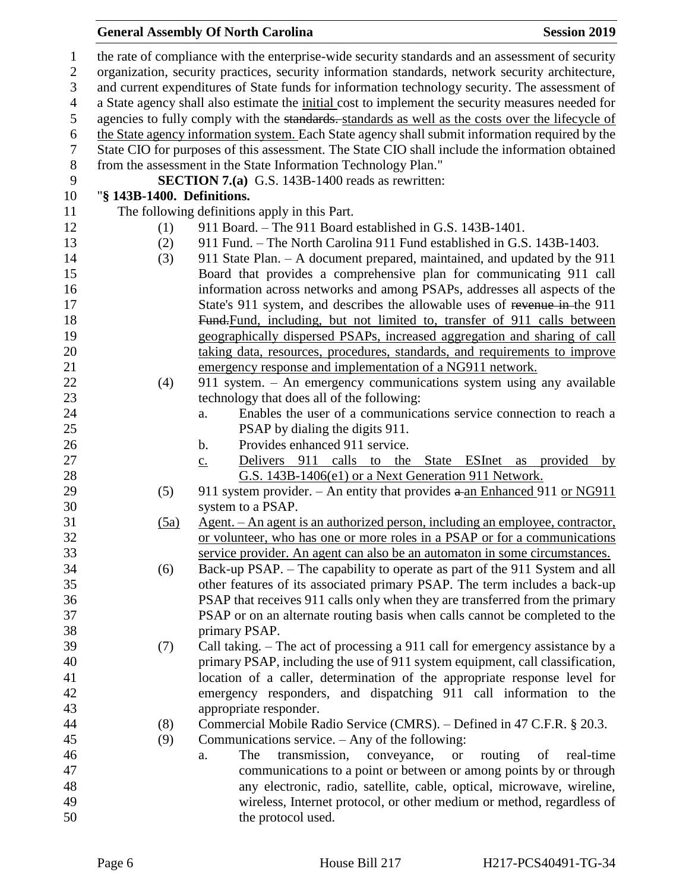the rate of compliance with the enterprise-wide security standards and an assessment of security organization, security practices, security information standards, network security architecture, and current expenditures of State funds for information technology security. The assessment of a State agency shall also estimate the initial cost to implement the security measures needed for agencies to fully comply with the standards. standards as well as the costs over the lifecycle of the State agency information system. Each State agency shall submit information required by the State CIO for purposes of this assessment. The State CIO shall include the information obtained from the assessment in the State Information Technology Plan."

**SECTION 7.(a)** G.S. 143B-1400 reads as rewritten:

"**§ 143B-1400. Definitions.**

The following definitions apply in this Part.

(1) 911 Board. – The 911 Board established in G.S. 143B-1401.

(2) 911 Fund. – The North Carolina 911 Fund established in G.S. 143B-1403.

(3) 911 State Plan. – A document prepared, maintained, and updated by the 911 Board that provides a comprehensive plan for communicating 911 call information across networks and among PSAPs, addresses all aspects of the State's 911 system, and describes the allowable uses of revenue in the 911 Fund.Fund, including, but not limited to, transfer of 911 calls between geographically dispersed PSAPs, increased aggregation and sharing of call taking data, resources, procedures, standards, and requirements to improve emergency response and implementation of a NG911 network.

(4) 911 system. – An emergency communications system using any available technology that does all of the following:

a. Enables the user of a communications service connection to reach a PSAP by dialing the digits 911.

b. Provides enhanced 911 service.

c. Delivers 911 calls to the State ESInet as provided by G.S. 143B-1406(e1) or a Next Generation 911 Network.

(5) 911 system provider. – An entity that provides a an Enhanced 911 or NG911 system to a PSAP.

(5a) Agent. – An agent is an authorized person, including an employee, contractor, or volunteer, who has one or more roles in a PSAP or for a communications service provider. An agent can also be an automaton in some circumstances.

(6) Back-up PSAP. – The capability to operate as part of the 911 System and all other features of its associated primary PSAP. The term includes a back-up PSAP that receives 911 calls only when they are transferred from the primary PSAP or on an alternate routing basis when calls cannot be completed to the primary PSAP.

(7) Call taking. – The act of processing a 911 call for emergency assistance by a primary PSAP, including the use of 911 system equipment, call classification, location of a caller, determination of the appropriate response level for emergency responders, and dispatching 911 call information to the appropriate responder.

(8) Commercial Mobile Radio Service (CMRS). – Defined in 47 C.F.R. § 20.3.

(9) Communications service. – Any of the following:

a. The transmission, conveyance, or routing of real-time communications to a point or between or among points by or through any electronic, radio, satellite, cable, optical, microwave, wireline, wireless, Internet protocol, or other medium or method, regardless of the protocol used.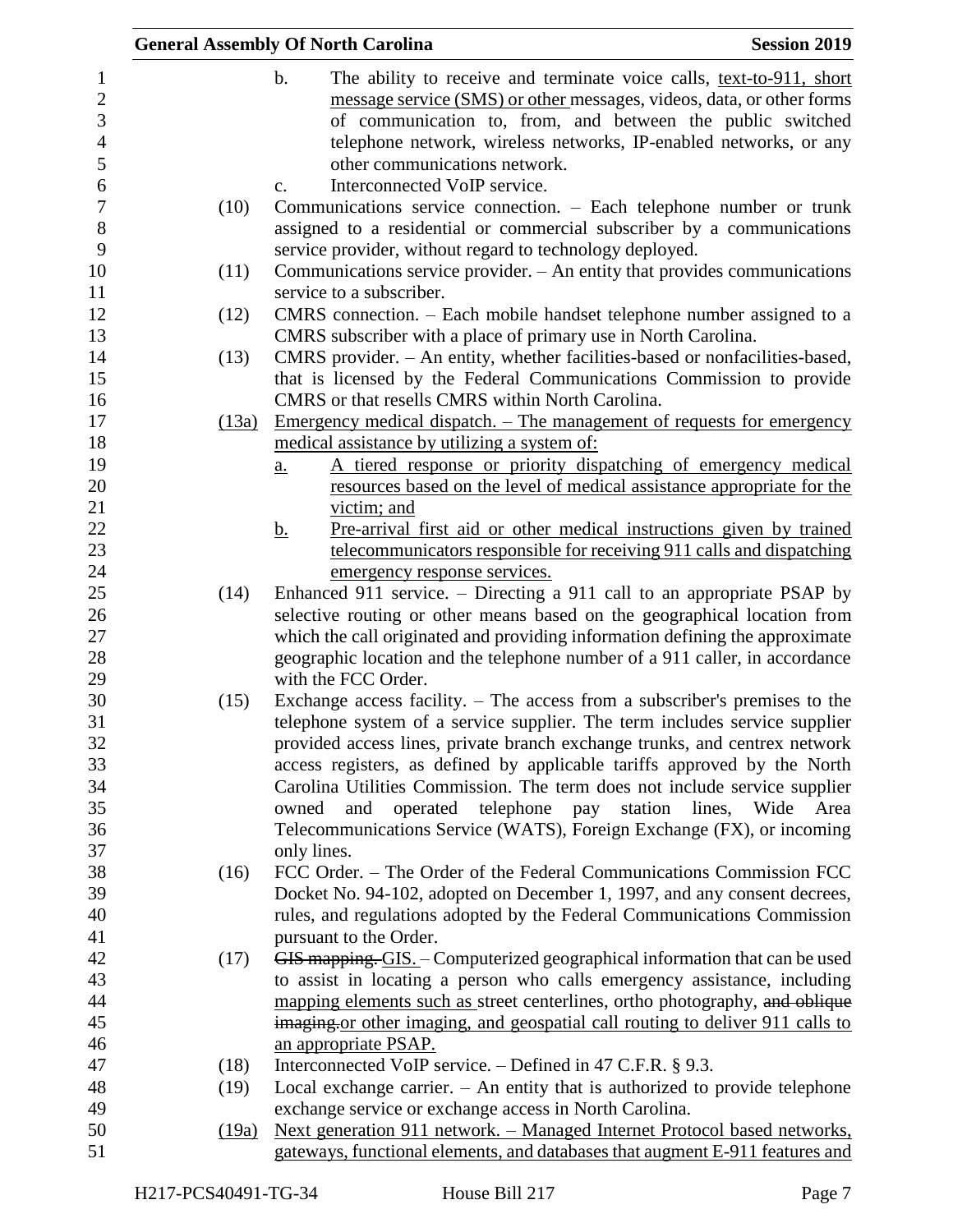b. The ability to receive and terminate voice calls, text-to-911, short message service (SMS) or other messages, videos, data, or other forms of communication to, from, and between the public switched telephone network, wireless networks, IP-enabled networks, or any other communications network.

c. Interconnected VoIP service.

(10) Communications service connection. – Each telephone number or trunk assigned to a residential or commercial subscriber by a communications service provider, without regard to technology deployed.

(11) Communications service provider. – An entity that provides communications service to a subscriber.

(12) CMRS connection. – Each mobile handset telephone number assigned to a CMRS subscriber with a place of primary use in North Carolina.

(13) CMRS provider. – An entity, whether facilities-based or nonfacilities-based, that is licensed by the Federal Communications Commission to provide CMRS or that resells CMRS within North Carolina.

(13a) Emergency medical dispatch. – The management of requests for emergency medical assistance by utilizing a system of:

a. A tiered response or priority dispatching of emergency medical resources based on the level of medical assistance appropriate for the victim; and

b. Pre-arrival first aid or other medical instructions given by trained telecommunicators responsible for receiving 911 calls and dispatching emergency response services.

(14) Enhanced 911 service. – Directing a 911 call to an appropriate PSAP by selective routing or other means based on the geographical location from which the call originated and providing information defining the approximate geographic location and the telephone number of a 911 caller, in accordance with the FCC Order.

(15) Exchange access facility. – The access from a subscriber's premises to the telephone system of a service supplier. The term includes service supplier provided access lines, private branch exchange trunks, and centrex network access registers, as defined by applicable tariffs approved by the North Carolina Utilities Commission. The term does not include service supplier owned and operated telephone pay station lines, Wide Area Telecommunications Service (WATS), Foreign Exchange (FX), or incoming only lines.

(16) FCC Order. – The Order of the Federal Communications Commission FCC Docket No. 94-102, adopted on December 1, 1997, and any consent decrees, rules, and regulations adopted by the Federal Communications Commission pursuant to the Order.

(17) ~~GIS mapping.~~ GIS. – Computerized geographical information that can be used to assist in locating a person who calls emergency assistance, including mapping elements such as street centerlines, ortho photography, ~~and oblique imaging.~~ or other imaging, and geospatial call routing to deliver 911 calls to an appropriate PSAP.

(18) Interconnected VoIP service. – Defined in 47 C.F.R. § 9.3.

(19) Local exchange carrier. – An entity that is authorized to provide telephone exchange service or exchange access in North Carolina.

(19a) Next generation 911 network. – Managed Internet Protocol based networks, gateways, functional elements, and databases that augment E-911 features and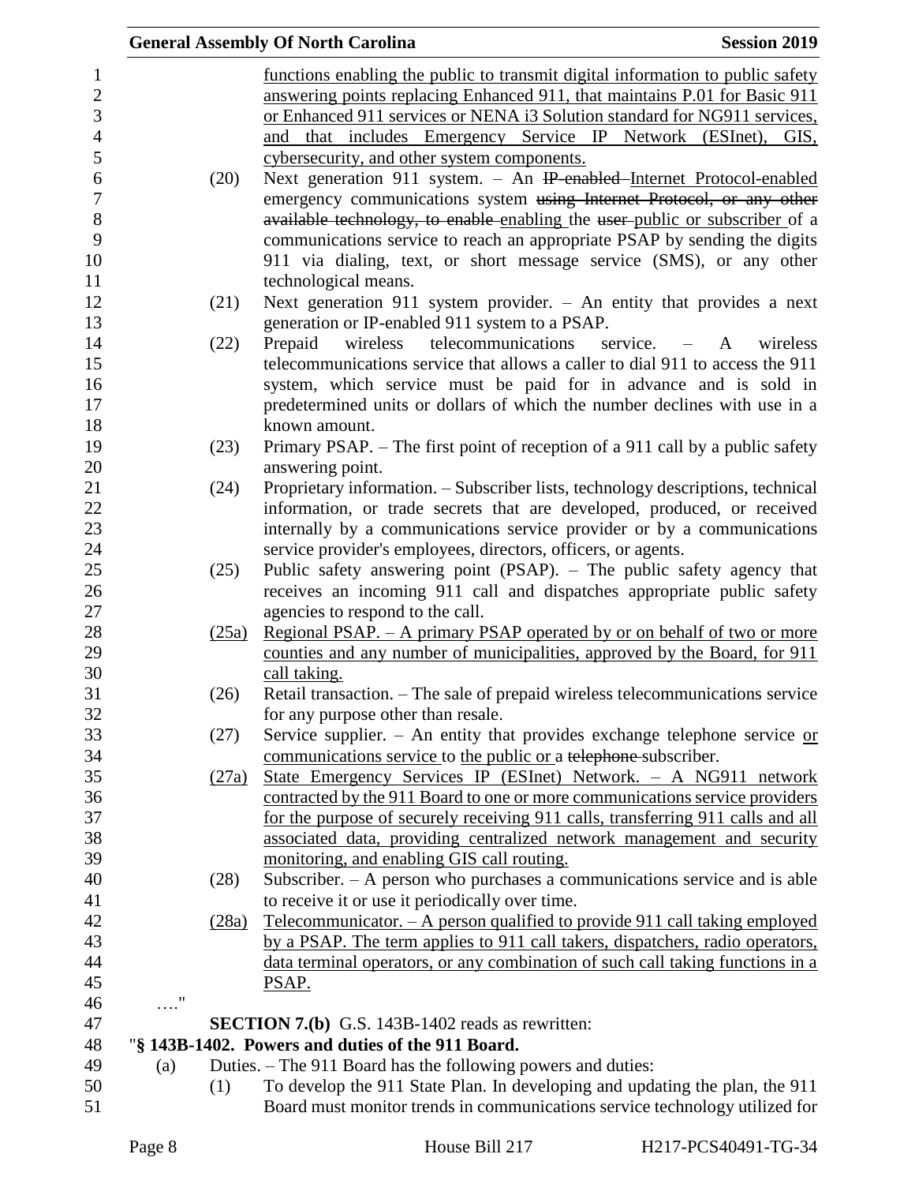functions enabling the public to transmit digital information to public safety answering points replacing Enhanced 911, that maintains P.01 for Basic 911 or Enhanced 911 services or NENA i3 Solution standard for NG911 services, and that includes Emergency Service IP Network (ESInet), GIS, cybersecurity, and other system components.

(20) Next generation 911 system. – An ~~IP-enabled~~ Internet Protocol-enabled emergency communications system ~~using Internet Protocol, or any other available technology, to enable~~ enabling the ~~user~~ public or subscriber of a communications service to reach an appropriate PSAP by sending the digits 911 via dialing, text, or short message service (SMS), or any other technological means.

(21) Next generation 911 system provider. – An entity that provides a next generation or IP-enabled 911 system to a PSAP.

(22) Prepaid wireless telecommunications service. – A wireless telecommunications service that allows a caller to dial 911 to access the 911 system, which service must be paid for in advance and is sold in predetermined units or dollars of which the number declines with use in a known amount.

(23) Primary PSAP. – The first point of reception of a 911 call by a public safety answering point.

(24) Proprietary information. – Subscriber lists, technology descriptions, technical information, or trade secrets that are developed, produced, or received internally by a communications service provider or by a communications service provider's employees, directors, officers, or agents.

(25) Public safety answering point (PSAP). – The public safety agency that receives an incoming 911 call and dispatches appropriate public safety agencies to respond to the call.

(25a) Regional PSAP. – A primary PSAP operated by or on behalf of two or more counties and any number of municipalities, approved by the Board, for 911 call taking.

(26) Retail transaction. – The sale of prepaid wireless telecommunications service for any purpose other than resale.

(27) Service supplier. – An entity that provides exchange telephone service or communications service to the public or a ~~telephone~~ subscriber.

(27a) State Emergency Services IP (ESInet) Network. – A NG911 network contracted by the 911 Board to one or more communications service providers for the purpose of securely receiving 911 calls, transferring 911 calls and all associated data, providing centralized network management and security monitoring, and enabling GIS call routing.

(28) Subscriber. – A person who purchases a communications service and is able to receive it or use it periodically over time.

(28a) Telecommunicator. – A person qualified to provide 911 call taking employed by a PSAP. The term applies to 911 call takers, dispatchers, radio operators, data terminal operators, or any combination of such call taking functions in a PSAP.

…."

**SECTION 7.(b)** G.S. 143B-1402 reads as rewritten:

"**§ 143B-1402. Powers and duties of the 911 Board.**

(a) Duties. – The 911 Board has the following powers and duties:

(1) To develop the 911 State Plan. In developing and updating the plan, the 911 Board must monitor trends in communications service technology utilized for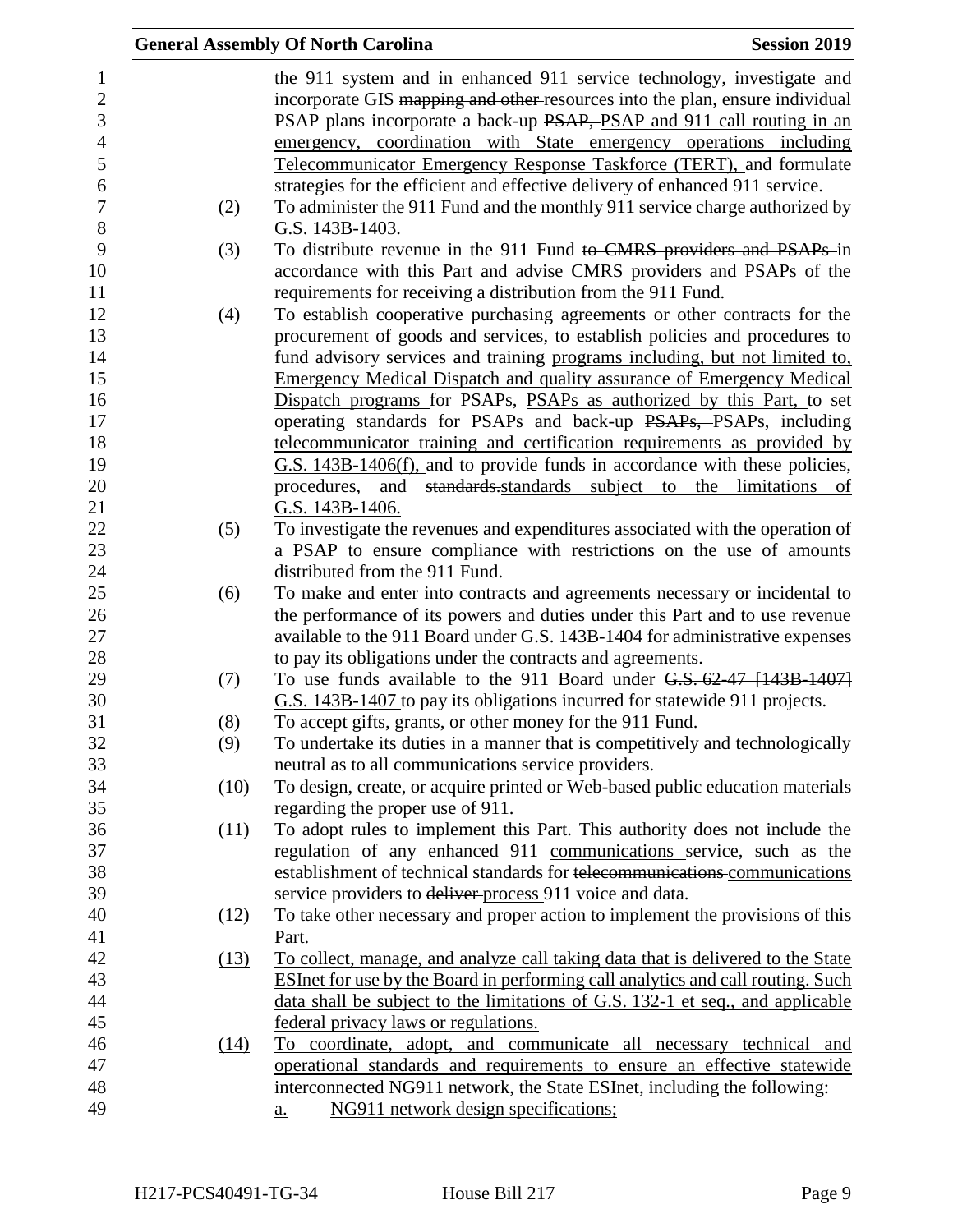the 911 system and in enhanced 911 service technology, investigate and incorporate GIS ~~mapping and other~~ resources into the plan, ensure individual PSAP plans incorporate a back-up ~~PSAP,~~ PSAP and 911 call routing in an emergency, coordination with State emergency operations including Telecommunicator Emergency Response Taskforce (TERT), and formulate strategies for the efficient and effective delivery of enhanced 911 service.

(2) To administer the 911 Fund and the monthly 911 service charge authorized by G.S. 143B-1403.

(3) To distribute revenue in the 911 Fund ~~to CMRS providers and PSAPs~~ in accordance with this Part and advise CMRS providers and PSAPs of the requirements for receiving a distribution from the 911 Fund.

(4) To establish cooperative purchasing agreements or other contracts for the procurement of goods and services, to establish policies and procedures to fund advisory services and training programs including, but not limited to, Emergency Medical Dispatch and quality assurance of Emergency Medical Dispatch programs for ~~PSAPs,~~ PSAPs as authorized by this Part, to set operating standards for PSAPs and back-up ~~PSAPs,~~ PSAPs, including telecommunicator training and certification requirements as provided by G.S. 143B-1406(f), and to provide funds in accordance with these policies, procedures, and ~~standards.~~standards subject to the limitations of G.S. 143B-1406.

(5) To investigate the revenues and expenditures associated with the operation of a PSAP to ensure compliance with restrictions on the use of amounts distributed from the 911 Fund.

(6) To make and enter into contracts and agreements necessary or incidental to the performance of its powers and duties under this Part and to use revenue available to the 911 Board under G.S. 143B-1404 for administrative expenses to pay its obligations under the contracts and agreements.

(7) To use funds available to the 911 Board under ~~G.S. 62-47 [143B-1407]~~ G.S. 143B-1407 to pay its obligations incurred for statewide 911 projects.

(8) To accept gifts, grants, or other money for the 911 Fund.

(9) To undertake its duties in a manner that is competitively and technologically neutral as to all communications service providers.

(10) To design, create, or acquire printed or Web-based public education materials regarding the proper use of 911.

(11) To adopt rules to implement this Part. This authority does not include the regulation of any ~~enhanced 911~~ communications service, such as the establishment of technical standards for ~~telecommunications~~ communications service providers to ~~deliver~~ process 911 voice and data.

(12) To take other necessary and proper action to implement the provisions of this Part.

(13) To collect, manage, and analyze call taking data that is delivered to the State ESInet for use by the Board in performing call analytics and call routing. Such data shall be subject to the limitations of G.S. 132-1 et seq., and applicable federal privacy laws or regulations.

(14) To coordinate, adopt, and communicate all necessary technical and operational standards and requirements to ensure an effective statewide interconnected NG911 network, the State ESInet, including the following:

a. NG911 network design specifications;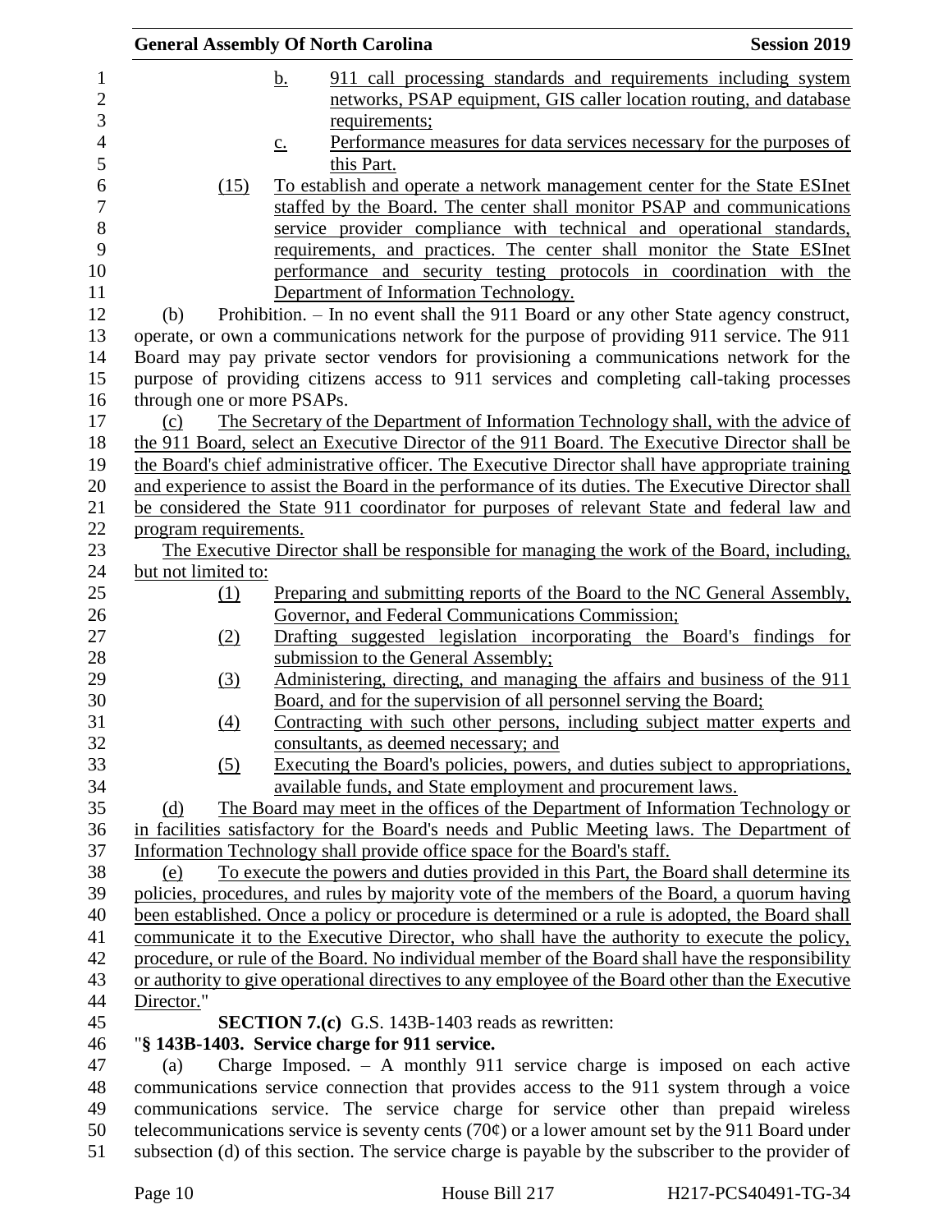b. 911 call processing standards and requirements including system networks, PSAP equipment, GIS caller location routing, and database requirements;

c. Performance measures for data services necessary for the purposes of this Part.

(15) To establish and operate a network management center for the State ESInet staffed by the Board. The center shall monitor PSAP and communications service provider compliance with technical and operational standards, requirements, and practices. The center shall monitor the State ESInet performance and security testing protocols in coordination with the Department of Information Technology.

(b) Prohibition. – In no event shall the 911 Board or any other State agency construct, operate, or own a communications network for the purpose of providing 911 service. The 911 Board may pay private sector vendors for provisioning a communications network for the purpose of providing citizens access to 911 services and completing call-taking processes through one or more PSAPs.

(c) The Secretary of the Department of Information Technology shall, with the advice of the 911 Board, select an Executive Director of the 911 Board. The Executive Director shall be the Board's chief administrative officer. The Executive Director shall have appropriate training and experience to assist the Board in the performance of its duties. The Executive Director shall be considered the State 911 coordinator for purposes of relevant State and federal law and program requirements.

The Executive Director shall be responsible for managing the work of the Board, including, but not limited to:

(1) Preparing and submitting reports of the Board to the NC General Assembly, Governor, and Federal Communications Commission;

(2) Drafting suggested legislation incorporating the Board's findings for submission to the General Assembly;

(3) Administering, directing, and managing the affairs and business of the 911 Board, and for the supervision of all personnel serving the Board;

(4) Contracting with such other persons, including subject matter experts and consultants, as deemed necessary; and

(5) Executing the Board's policies, powers, and duties subject to appropriations, available funds, and State employment and procurement laws.

(d) The Board may meet in the offices of the Department of Information Technology or in facilities satisfactory for the Board's needs and Public Meeting laws. The Department of Information Technology shall provide office space for the Board's staff.

(e) To execute the powers and duties provided in this Part, the Board shall determine its policies, procedures, and rules by majority vote of the members of the Board, a quorum having been established. Once a policy or procedure is determined or a rule is adopted, the Board shall communicate it to the Executive Director, who shall have the authority to execute the policy, procedure, or rule of the Board. No individual member of the Board shall have the responsibility or authority to give operational directives to any employee of the Board other than the Executive Director."

**SECTION 7.(c)** G.S. 143B-1403 reads as rewritten:

"**§ 143B-1403. Service charge for 911 service.**

(a) Charge Imposed. – A monthly 911 service charge is imposed on each active communications service connection that provides access to the 911 system through a voice communications service. The service charge for service other than prepaid wireless telecommunications service is seventy cents (70¢) or a lower amount set by the 911 Board under subsection (d) of this section. The service charge is payable by the subscriber to the provider of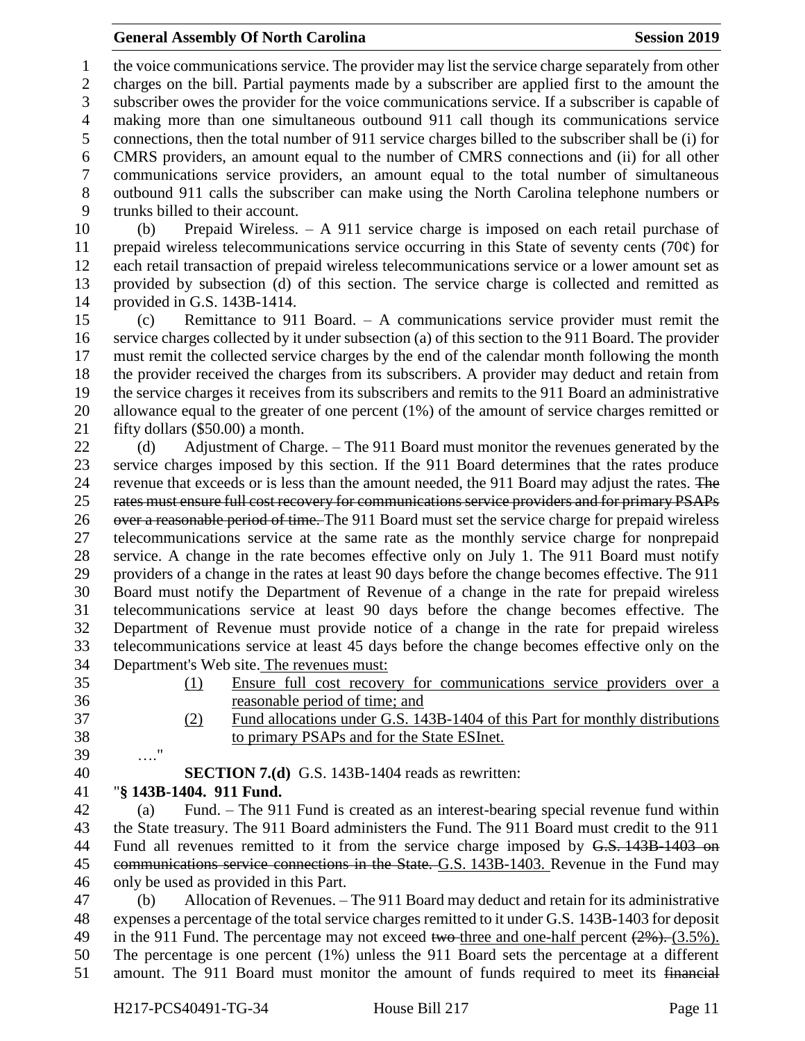the voice communications service. The provider may list the service charge separately from other charges on the bill. Partial payments made by a subscriber are applied first to the amount the subscriber owes the provider for the voice communications service. If a subscriber is capable of making more than one simultaneous outbound 911 call though its communications service connections, then the total number of 911 service charges billed to the subscriber shall be (i) for CMRS providers, an amount equal to the number of CMRS connections and (ii) for all other communications service providers, an amount equal to the total number of simultaneous outbound 911 calls the subscriber can make using the North Carolina telephone numbers or trunks billed to their account.

(b) Prepaid Wireless. – A 911 service charge is imposed on each retail purchase of prepaid wireless telecommunications service occurring in this State of seventy cents (70¢) for each retail transaction of prepaid wireless telecommunications service or a lower amount set as provided by subsection (d) of this section. The service charge is collected and remitted as provided in G.S. 143B-1414.

(c) Remittance to 911 Board. – A communications service provider must remit the service charges collected by it under subsection (a) of this section to the 911 Board. The provider must remit the collected service charges by the end of the calendar month following the month the provider received the charges from its subscribers. A provider may deduct and retain from the service charges it receives from its subscribers and remits to the 911 Board an administrative allowance equal to the greater of one percent (1%) of the amount of service charges remitted or fifty dollars ($50.00) a month.

(d) Adjustment of Charge. – The 911 Board must monitor the revenues generated by the service charges imposed by this section. If the 911 Board determines that the rates produce revenue that exceeds or is less than the amount needed, the 911 Board may adjust the rates. ~~The rates must ensure full cost recovery for communications service providers and for primary PSAPs over a reasonable period of time.~~ The 911 Board must set the service charge for prepaid wireless telecommunications service at the same rate as the monthly service charge for nonprepaid service. A change in the rate becomes effective only on July 1. The 911 Board must notify providers of a change in the rates at least 90 days before the change becomes effective. The 911 Board must notify the Department of Revenue of a change in the rate for prepaid wireless telecommunications service at least 90 days before the change becomes effective. The Department of Revenue must provide notice of a change in the rate for prepaid wireless telecommunications service at least 45 days before the change becomes effective only on the Department's Web site. <u>The revenues must:</u>

<u>(1) Ensure full cost recovery for communications service providers over a reasonable period of time; and</u>

<u>(2) Fund allocations under G.S. 143B-1404 of this Part for monthly distributions to primary PSAPs and for the State ESInet.</u>

…."

**SECTION 7.(d)** G.S. 143B-1404 reads as rewritten:

"**§ 143B-1404. 911 Fund.**

(a) Fund. – The 911 Fund is created as an interest-bearing special revenue fund within the State treasury. The 911 Board administers the Fund. The 911 Board must credit to the 911 Fund all revenues remitted to it from the service charge imposed by ~~G.S. 143B-1403 on communications service connections in the State.~~ <u>G.S. 143B-1403.</u> Revenue in the Fund may only be used as provided in this Part.

(b) Allocation of Revenues. – The 911 Board may deduct and retain for its administrative expenses a percentage of the total service charges remitted to it under G.S. 143B-1403 for deposit in the 911 Fund. The percentage may not exceed ~~two~~ <u>three and one-half</u> percent ~~(2%).~~ <u>(3.5%).</u> The percentage is one percent (1%) unless the 911 Board sets the percentage at a different amount. The 911 Board must monitor the amount of funds required to meet its ~~financial~~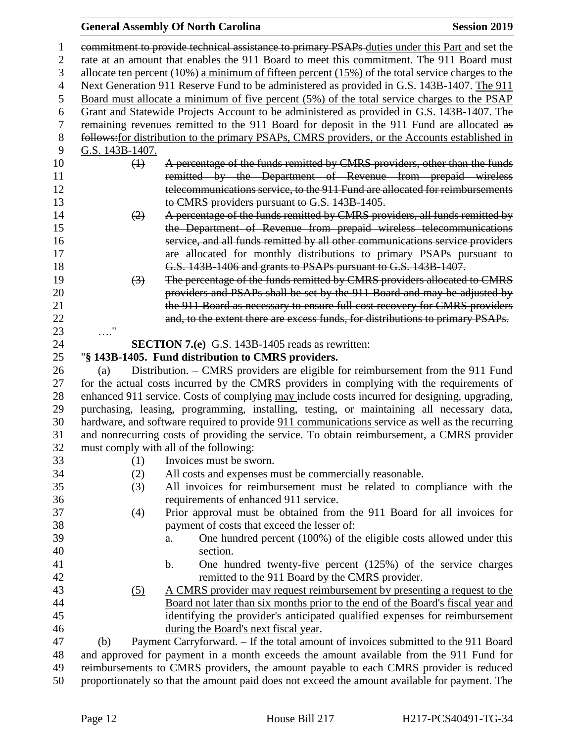commitment to provide technical assistance to primary PSAPs duties under this Part and set the rate at an amount that enables the 911 Board to meet this commitment. The 911 Board must allocate ~~ten percent (10%)~~ a minimum of fifteen percent (15%) of the total service charges to the Next Generation 911 Reserve Fund to be administered as provided in G.S. 143B-1407. The 911 Board must allocate a minimum of five percent (5%) of the total service charges to the PSAP Grant and Statewide Projects Account to be administered as provided in G.S. 143B-1407. The remaining revenues remitted to the 911 Board for deposit in the 911 Fund are allocated ~~as follows:~~for distribution to the primary PSAPs, CMRS providers, or the Accounts established in G.S. 143B-1407.

~~(1) A percentage of the funds remitted by CMRS providers, other than the funds remitted by the Department of Revenue from prepaid wireless telecommunications service, to the 911 Fund are allocated for reimbursements to CMRS providers pursuant to G.S. 143B-1405.~~

~~(2) A percentage of the funds remitted by CMRS providers, all funds remitted by the Department of Revenue from prepaid wireless telecommunications service, and all funds remitted by all other communications service providers are allocated for monthly distributions to primary PSAPs pursuant to G.S. 143B-1406 and grants to PSAPs pursuant to G.S. 143B-1407.~~

~~(3) The percentage of the funds remitted by CMRS providers allocated to CMRS providers and PSAPs shall be set by the 911 Board and may be adjusted by the 911 Board as necessary to ensure full cost recovery for CMRS providers and, to the extent there are excess funds, for distributions to primary PSAPs.~~

…."

**SECTION 7.(e)** G.S. 143B-1405 reads as rewritten:

"**§ 143B-1405. Fund distribution to CMRS providers.**

(a) Distribution. – CMRS providers are eligible for reimbursement from the 911 Fund for the actual costs incurred by the CMRS providers in complying with the requirements of enhanced 911 service. Costs of complying may include costs incurred for designing, upgrading, purchasing, leasing, programming, installing, testing, or maintaining all necessary data, hardware, and software required to provide 911 communications service as well as the recurring and nonrecurring costs of providing the service. To obtain reimbursement, a CMRS provider must comply with all of the following:

(1) Invoices must be sworn.

(2) All costs and expenses must be commercially reasonable.

(3) All invoices for reimbursement must be related to compliance with the requirements of enhanced 911 service.

(4) Prior approval must be obtained from the 911 Board for all invoices for payment of costs that exceed the lesser of:

a. One hundred percent (100%) of the eligible costs allowed under this section.

b. One hundred twenty-five percent (125%) of the service charges remitted to the 911 Board by the CMRS provider.

(5) A CMRS provider may request reimbursement by presenting a request to the Board not later than six months prior to the end of the Board's fiscal year and identifying the provider's anticipated qualified expenses for reimbursement during the Board's next fiscal year.

(b) Payment Carryforward. – If the total amount of invoices submitted to the 911 Board and approved for payment in a month exceeds the amount available from the 911 Fund for reimbursements to CMRS providers, the amount payable to each CMRS provider is reduced proportionately so that the amount paid does not exceed the amount available for payment. The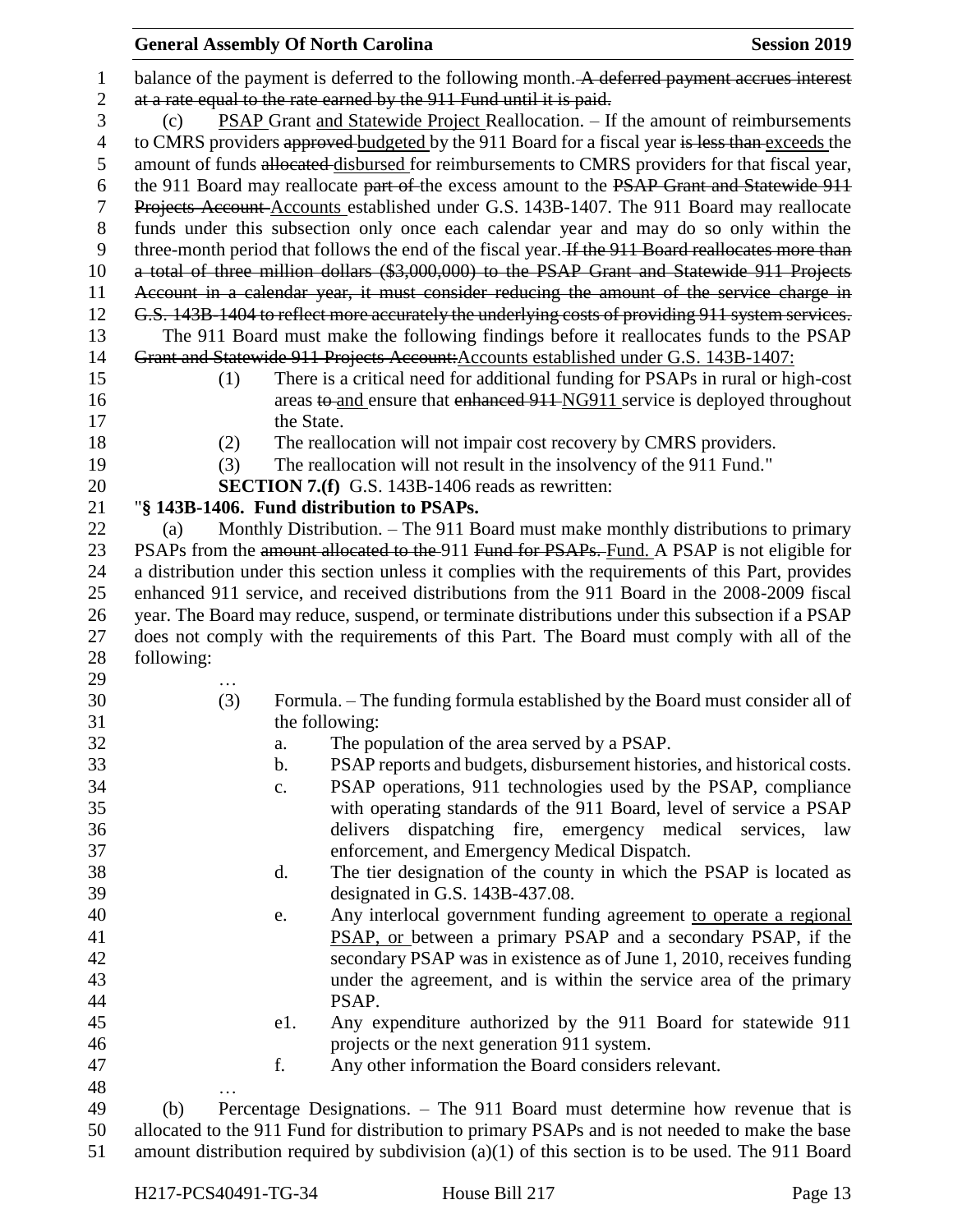balance of the payment is deferred to the following month. ~~A deferred payment accrues interest at a rate equal to the rate earned by the 911 Fund until it is paid.~~

(c) PSAP Grant and Statewide Project Reallocation. – If the amount of reimbursements to CMRS providers ~~approved~~ budgeted by the 911 Board for a fiscal year ~~is less than~~ exceeds the amount of funds ~~allocated~~ disbursed for reimbursements to CMRS providers for that fiscal year, the 911 Board may reallocate ~~part of~~ the excess amount to the ~~PSAP Grant and Statewide 911 Projects Account~~ Accounts established under G.S. 143B-1407. The 911 Board may reallocate funds under this subsection only once each calendar year and may do so only within the three-month period that follows the end of the fiscal year. ~~If the 911 Board reallocates more than a total of three million dollars ($3,000,000) to the PSAP Grant and Statewide 911 Projects Account in a calendar year, it must consider reducing the amount of the service charge in G.S. 143B-1404 to reflect more accurately the underlying costs of providing 911 system services.~~

The 911 Board must make the following findings before it reallocates funds to the PSAP ~~Grant and Statewide 911 Projects Account:~~ Accounts established under G.S. 143B-1407:

(1) There is a critical need for additional funding for PSAPs in rural or high-cost areas ~~to~~ and ensure that ~~enhanced 911~~ NG911 service is deployed throughout the State.

(2) The reallocation will not impair cost recovery by CMRS providers.

(3) The reallocation will not result in the insolvency of the 911 Fund."

**SECTION 7.(f)** G.S. 143B-1406 reads as rewritten:

"**§ 143B-1406. Fund distribution to PSAPs.**

(a) Monthly Distribution. – The 911 Board must make monthly distributions to primary PSAPs from the ~~amount allocated to the~~ 911 ~~Fund for PSAPs.~~ Fund. A PSAP is not eligible for a distribution under this section unless it complies with the requirements of this Part, provides enhanced 911 service, and received distributions from the 911 Board in the 2008-2009 fiscal year. The Board may reduce, suspend, or terminate distributions under this subsection if a PSAP does not comply with the requirements of this Part. The Board must comply with all of the following:

…

(3) Formula. – The funding formula established by the Board must consider all of the following:

a. The population of the area served by a PSAP.

b. PSAP reports and budgets, disbursement histories, and historical costs.

c. PSAP operations, 911 technologies used by the PSAP, compliance with operating standards of the 911 Board, level of service a PSAP delivers dispatching fire, emergency medical services, law enforcement, and Emergency Medical Dispatch.

d. The tier designation of the county in which the PSAP is located as designated in G.S. 143B-437.08.

e. Any interlocal government funding agreement to operate a regional PSAP, or between a primary PSAP and a secondary PSAP, if the secondary PSAP was in existence as of June 1, 2010, receives funding under the agreement, and is within the service area of the primary PSAP.

e1. Any expenditure authorized by the 911 Board for statewide 911 projects or the next generation 911 system.

f. Any other information the Board considers relevant.

…

(b) Percentage Designations. – The 911 Board must determine how revenue that is allocated to the 911 Fund for distribution to primary PSAPs and is not needed to make the base amount distribution required by subdivision (a)(1) of this section is to be used. The 911 Board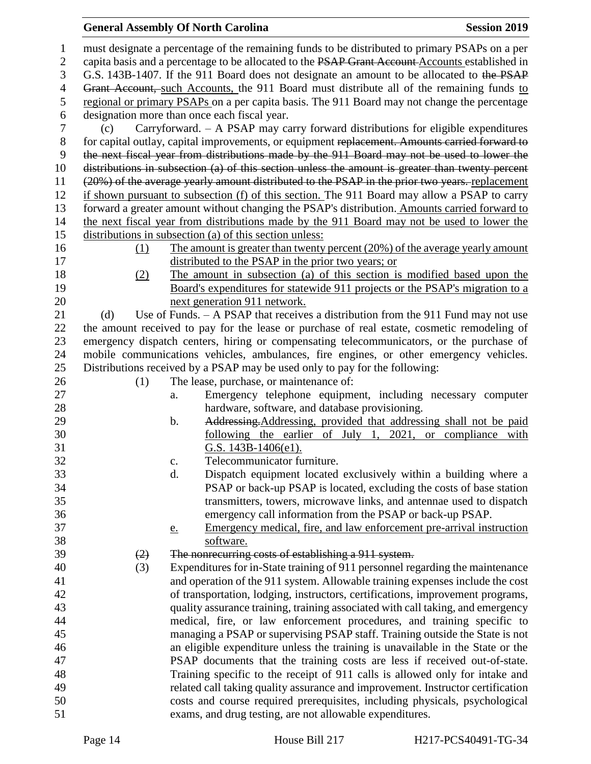must designate a percentage of the remaining funds to be distributed to primary PSAPs on a per capita basis and a percentage to be allocated to the ~~PSAP Grant Account~~ Accounts established in G.S. 143B-1407. If the 911 Board does not designate an amount to be allocated to ~~the PSAP Grant Account,~~ such Accounts, the 911 Board must distribute all of the remaining funds to regional or primary PSAPs on a per capita basis. The 911 Board may not change the percentage designation more than once each fiscal year.

(c) Carryforward. – A PSAP may carry forward distributions for eligible expenditures for capital outlay, capital improvements, or equipment ~~replacement. Amounts carried forward to the next fiscal year from distributions made by the 911 Board may not be used to lower the distributions in subsection (a) of this section unless the amount is greater than twenty percent (20%) of the average yearly amount distributed to the PSAP in the prior two years.~~ replacement if shown pursuant to subsection (f) of this section. The 911 Board may allow a PSAP to carry forward a greater amount without changing the PSAP's distribution. Amounts carried forward to the next fiscal year from distributions made by the 911 Board may not be used to lower the distributions in subsection (a) of this section unless:

(1) The amount is greater than twenty percent (20%) of the average yearly amount distributed to the PSAP in the prior two years; or

(2) The amount in subsection (a) of this section is modified based upon the Board's expenditures for statewide 911 projects or the PSAP's migration to a next generation 911 network.

(d) Use of Funds. – A PSAP that receives a distribution from the 911 Fund may not use the amount received to pay for the lease or purchase of real estate, cosmetic remodeling of emergency dispatch centers, hiring or compensating telecommunicators, or the purchase of mobile communications vehicles, ambulances, fire engines, or other emergency vehicles. Distributions received by a PSAP may be used only to pay for the following:

(1) The lease, purchase, or maintenance of:

a. Emergency telephone equipment, including necessary computer hardware, software, and database provisioning.

b. ~~Addressing.~~Addressing, provided that addressing shall not be paid following the earlier of July 1, 2021, or compliance with G.S. 143B-1406(e1).

c. Telecommunicator furniture.

d. Dispatch equipment located exclusively within a building where a PSAP or back-up PSAP is located, excluding the costs of base station transmitters, towers, microwave links, and antennae used to dispatch emergency call information from the PSAP or back-up PSAP.

e. Emergency medical, fire, and law enforcement pre-arrival instruction software.

~~(2) The nonrecurring costs of establishing a 911 system.~~

(3) Expenditures for in-State training of 911 personnel regarding the maintenance and operation of the 911 system. Allowable training expenses include the cost of transportation, lodging, instructors, certifications, improvement programs, quality assurance training, training associated with call taking, and emergency medical, fire, or law enforcement procedures, and training specific to managing a PSAP or supervising PSAP staff. Training outside the State is not an eligible expenditure unless the training is unavailable in the State or the PSAP documents that the training costs are less if received out-of-state. Training specific to the receipt of 911 calls is allowed only for intake and related call taking quality assurance and improvement. Instructor certification costs and course required prerequisites, including physicals, psychological exams, and drug testing, are not allowable expenditures.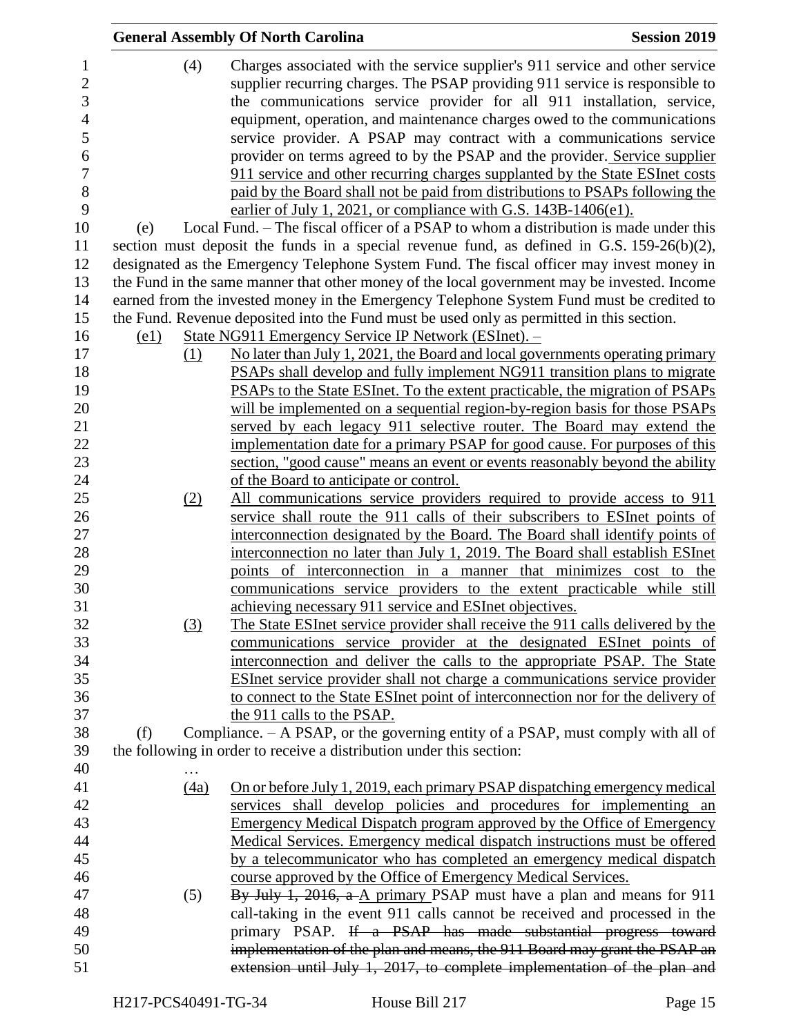(4) Charges associated with the service supplier's 911 service and other service supplier recurring charges. The PSAP providing 911 service is responsible to the communications service provider for all 911 installation, service, equipment, operation, and maintenance charges owed to the communications service provider. A PSAP may contract with a communications service provider on terms agreed to by the PSAP and the provider. Service supplier 911 service and other recurring charges supplanted by the State ESInet costs paid by the Board shall not be paid from distributions to PSAPs following the earlier of July 1, 2021, or compliance with G.S. 143B-1406(e1).

(e) Local Fund. – The fiscal officer of a PSAP to whom a distribution is made under this section must deposit the funds in a special revenue fund, as defined in G.S. 159-26(b)(2), designated as the Emergency Telephone System Fund. The fiscal officer may invest money in the Fund in the same manner that other money of the local government may be invested. Income earned from the invested money in the Emergency Telephone System Fund must be credited to the Fund. Revenue deposited into the Fund must be used only as permitted in this section.

(e1) State NG911 Emergency Service IP Network (ESInet). –

(1) No later than July 1, 2021, the Board and local governments operating primary PSAPs shall develop and fully implement NG911 transition plans to migrate PSAPs to the State ESInet. To the extent practicable, the migration of PSAPs will be implemented on a sequential region-by-region basis for those PSAPs served by each legacy 911 selective router. The Board may extend the implementation date for a primary PSAP for good cause. For purposes of this section, "good cause" means an event or events reasonably beyond the ability of the Board to anticipate or control.

(2) All communications service providers required to provide access to 911 service shall route the 911 calls of their subscribers to ESInet points of interconnection designated by the Board. The Board shall identify points of interconnection no later than July 1, 2019. The Board shall establish ESInet points of interconnection in a manner that minimizes cost to the communications service providers to the extent practicable while still achieving necessary 911 service and ESInet objectives.

(3) The State ESInet service provider shall receive the 911 calls delivered by the communications service provider at the designated ESInet points of interconnection and deliver the calls to the appropriate PSAP. The State ESInet service provider shall not charge a communications service provider to connect to the State ESInet point of interconnection nor for the delivery of the 911 calls to the PSAP.

(f) Compliance. – A PSAP, or the governing entity of a PSAP, must comply with all of the following in order to receive a distribution under this section:

…

(4a) On or before July 1, 2019, each primary PSAP dispatching emergency medical services shall develop policies and procedures for implementing an Emergency Medical Dispatch program approved by the Office of Emergency Medical Services. Emergency medical dispatch instructions must be offered by a telecommunicator who has completed an emergency medical dispatch course approved by the Office of Emergency Medical Services.

(5) ~~By July 1, 2016, a~~ A primary PSAP must have a plan and means for 911 call-taking in the event 911 calls cannot be received and processed in the primary PSAP. ~~If a PSAP has made substantial progress toward implementation of the plan and means, the 911 Board may grant the PSAP an extension until July 1, 2017, to complete implementation of the plan and~~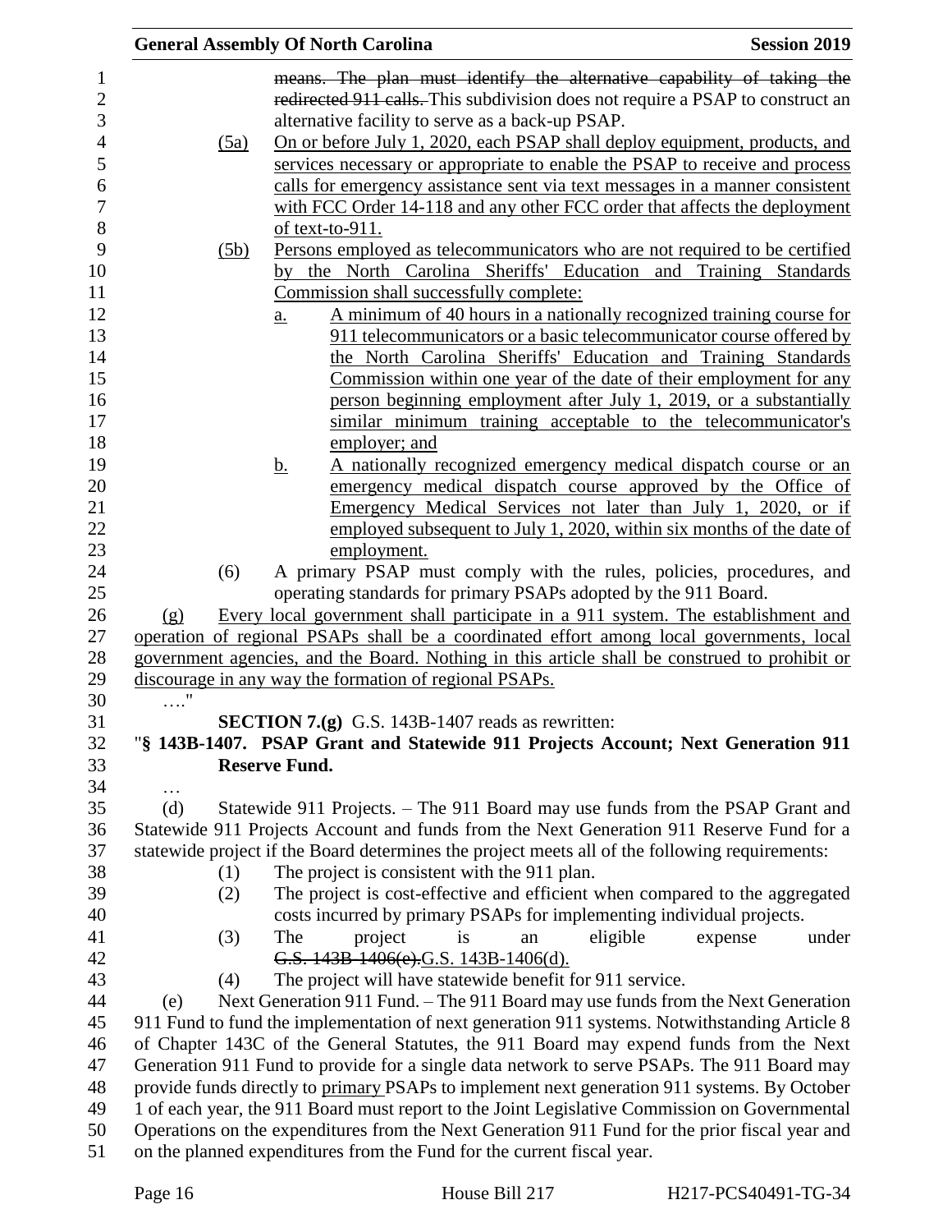means. The plan must identify the alternative capability of taking the redirected 911 calls. This subdivision does not require a PSAP to construct an alternative facility to serve as a back-up PSAP.

(5a) On or before July 1, 2020, each PSAP shall deploy equipment, products, and services necessary or appropriate to enable the PSAP to receive and process calls for emergency assistance sent via text messages in a manner consistent with FCC Order 14-118 and any other FCC order that affects the deployment of text-to-911.

(5b) Persons employed as telecommunicators who are not required to be certified by the North Carolina Sheriffs' Education and Training Standards Commission shall successfully complete:

a. A minimum of 40 hours in a nationally recognized training course for 911 telecommunicators or a basic telecommunicator course offered by the North Carolina Sheriffs' Education and Training Standards Commission within one year of the date of their employment for any person beginning employment after July 1, 2019, or a substantially similar minimum training acceptable to the telecommunicator's employer; and

b. A nationally recognized emergency medical dispatch course or an emergency medical dispatch course approved by the Office of Emergency Medical Services not later than July 1, 2020, or if employed subsequent to July 1, 2020, within six months of the date of employment.

(6) A primary PSAP must comply with the rules, policies, procedures, and operating standards for primary PSAPs adopted by the 911 Board.

(g) Every local government shall participate in a 911 system. The establishment and operation of regional PSAPs shall be a coordinated effort among local governments, local government agencies, and the Board. Nothing in this article shall be construed to prohibit or discourage in any way the formation of regional PSAPs.

…."

**SECTION 7.(g)** G.S. 143B-1407 reads as rewritten:

"**§ 143B-1407. PSAP Grant and Statewide 911 Projects Account; Next Generation 911 Reserve Fund.**

…

(d) Statewide 911 Projects. – The 911 Board may use funds from the PSAP Grant and Statewide 911 Projects Account and funds from the Next Generation 911 Reserve Fund for a statewide project if the Board determines the project meets all of the following requirements:

(1) The project is consistent with the 911 plan.

(2) The project is cost-effective and efficient when compared to the aggregated costs incurred by primary PSAPs for implementing individual projects.

(3) The project is an eligible expense under G.S. 143B-1406(e).G.S. 143B-1406(d).

(4) The project will have statewide benefit for 911 service.

(e) Next Generation 911 Fund. – The 911 Board may use funds from the Next Generation 911 Fund to fund the implementation of next generation 911 systems. Notwithstanding Article 8 of Chapter 143C of the General Statutes, the 911 Board may expend funds from the Next Generation 911 Fund to provide for a single data network to serve PSAPs. The 911 Board may provide funds directly to primary PSAPs to implement next generation 911 systems. By October 1 of each year, the 911 Board must report to the Joint Legislative Commission on Governmental Operations on the expenditures from the Next Generation 911 Fund for the prior fiscal year and on the planned expenditures from the Fund for the current fiscal year.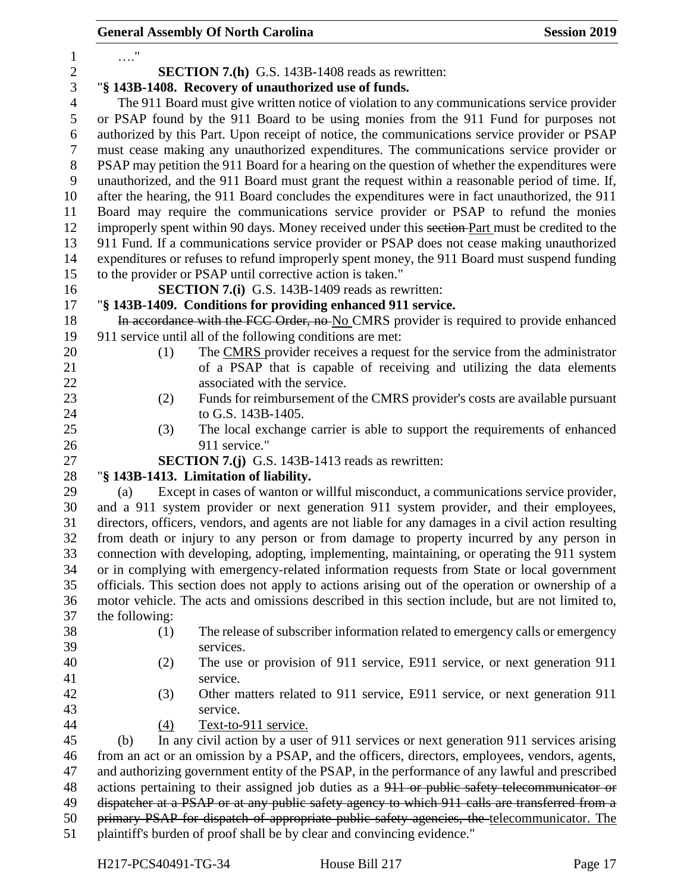…."

**SECTION 7.(h)** G.S. 143B-1408 reads as rewritten:

"**§ 143B-1408. Recovery of unauthorized use of funds.**

The 911 Board must give written notice of violation to any communications service provider or PSAP found by the 911 Board to be using monies from the 911 Fund for purposes not authorized by this Part. Upon receipt of notice, the communications service provider or PSAP must cease making any unauthorized expenditures. The communications service provider or PSAP may petition the 911 Board for a hearing on the question of whether the expenditures were unauthorized, and the 911 Board must grant the request within a reasonable period of time. If, after the hearing, the 911 Board concludes the expenditures were in fact unauthorized, the 911 Board may require the communications service provider or PSAP to refund the monies improperly spent within 90 days. Money received under this ~~section~~ Part must be credited to the 911 Fund. If a communications service provider or PSAP does not cease making unauthorized expenditures or refuses to refund improperly spent money, the 911 Board must suspend funding to the provider or PSAP until corrective action is taken."

**SECTION 7.(i)** G.S. 143B-1409 reads as rewritten:

"**§ 143B-1409. Conditions for providing enhanced 911 service.**

~~In accordance with the FCC Order, no~~ No CMRS provider is required to provide enhanced 911 service until all of the following conditions are met:

(1) The CMRS provider receives a request for the service from the administrator of a PSAP that is capable of receiving and utilizing the data elements associated with the service.

(2) Funds for reimbursement of the CMRS provider's costs are available pursuant to G.S. 143B-1405.

(3) The local exchange carrier is able to support the requirements of enhanced 911 service."

**SECTION 7.(j)** G.S. 143B-1413 reads as rewritten:

"**§ 143B-1413. Limitation of liability.**

(a) Except in cases of wanton or willful misconduct, a communications service provider, and a 911 system provider or next generation 911 system provider, and their employees, directors, officers, vendors, and agents are not liable for any damages in a civil action resulting from death or injury to any person or from damage to property incurred by any person in connection with developing, adopting, implementing, maintaining, or operating the 911 system or in complying with emergency-related information requests from State or local government officials. This section does not apply to actions arising out of the operation or ownership of a motor vehicle. The acts and omissions described in this section include, but are not limited to, the following:

(1) The release of subscriber information related to emergency calls or emergency services.

(2) The use or provision of 911 service, E911 service, or next generation 911 service.

(3) Other matters related to 911 service, E911 service, or next generation 911 service.

(4) Text-to-911 service.

(b) In any civil action by a user of 911 services or next generation 911 services arising from an act or an omission by a PSAP, and the officers, directors, employees, vendors, agents, and authorizing government entity of the PSAP, in the performance of any lawful and prescribed actions pertaining to their assigned job duties as a ~~911 or public safety telecommunicator or dispatcher at a PSAP or at any public safety agency to which 911 calls are transferred from a primary PSAP for dispatch of appropriate public safety agencies, the~~ telecommunicator. The plaintiff's burden of proof shall be by clear and convincing evidence."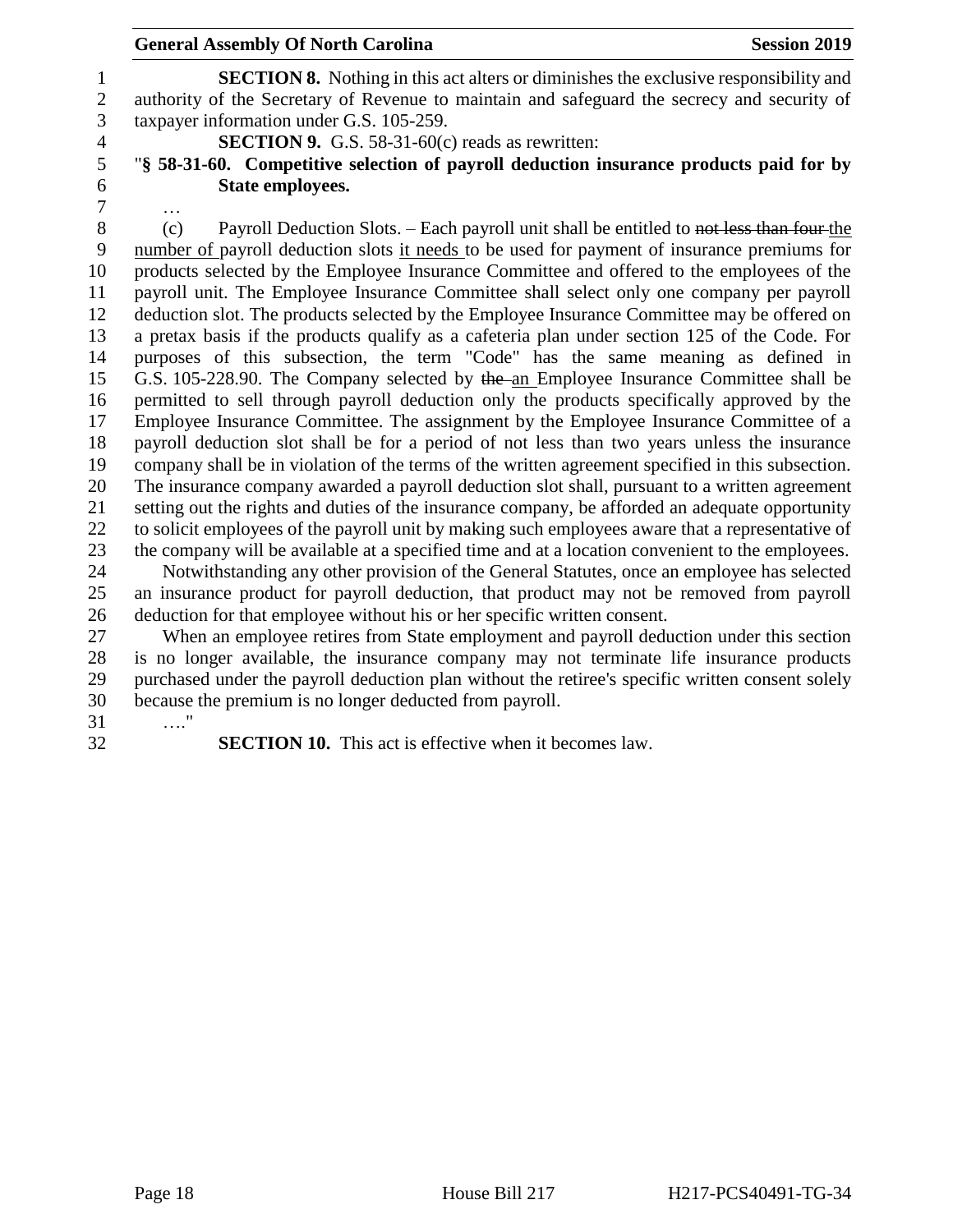**SECTION 8.** Nothing in this act alters or diminishes the exclusive responsibility and authority of the Secretary of Revenue to maintain and safeguard the secrecy and security of taxpayer information under G.S. 105-259.

**SECTION 9.** G.S. 58-31-60(c) reads as rewritten:

"**§ 58-31-60. Competitive selection of payroll deduction insurance products paid for by State employees.**

…

(c) Payroll Deduction Slots. – Each payroll unit shall be entitled to ~~not less than four~~ the number of payroll deduction slots it needs to be used for payment of insurance premiums for products selected by the Employee Insurance Committee and offered to the employees of the payroll unit. The Employee Insurance Committee shall select only one company per payroll deduction slot. The products selected by the Employee Insurance Committee may be offered on a pretax basis if the products qualify as a cafeteria plan under section 125 of the Code. For purposes of this subsection, the term "Code" has the same meaning as defined in G.S. 105-228.90. The Company selected by ~~the~~ an Employee Insurance Committee shall be permitted to sell through payroll deduction only the products specifically approved by the Employee Insurance Committee. The assignment by the Employee Insurance Committee of a payroll deduction slot shall be for a period of not less than two years unless the insurance company shall be in violation of the terms of the written agreement specified in this subsection. The insurance company awarded a payroll deduction slot shall, pursuant to a written agreement setting out the rights and duties of the insurance company, be afforded an adequate opportunity to solicit employees of the payroll unit by making such employees aware that a representative of the company will be available at a specified time and at a location convenient to the employees.

Notwithstanding any other provision of the General Statutes, once an employee has selected an insurance product for payroll deduction, that product may not be removed from payroll deduction for that employee without his or her specific written consent.

When an employee retires from State employment and payroll deduction under this section is no longer available, the insurance company may not terminate life insurance products purchased under the payroll deduction plan without the retiree's specific written consent solely because the premium is no longer deducted from payroll.

…."

**SECTION 10.** This act is effective when it becomes law.